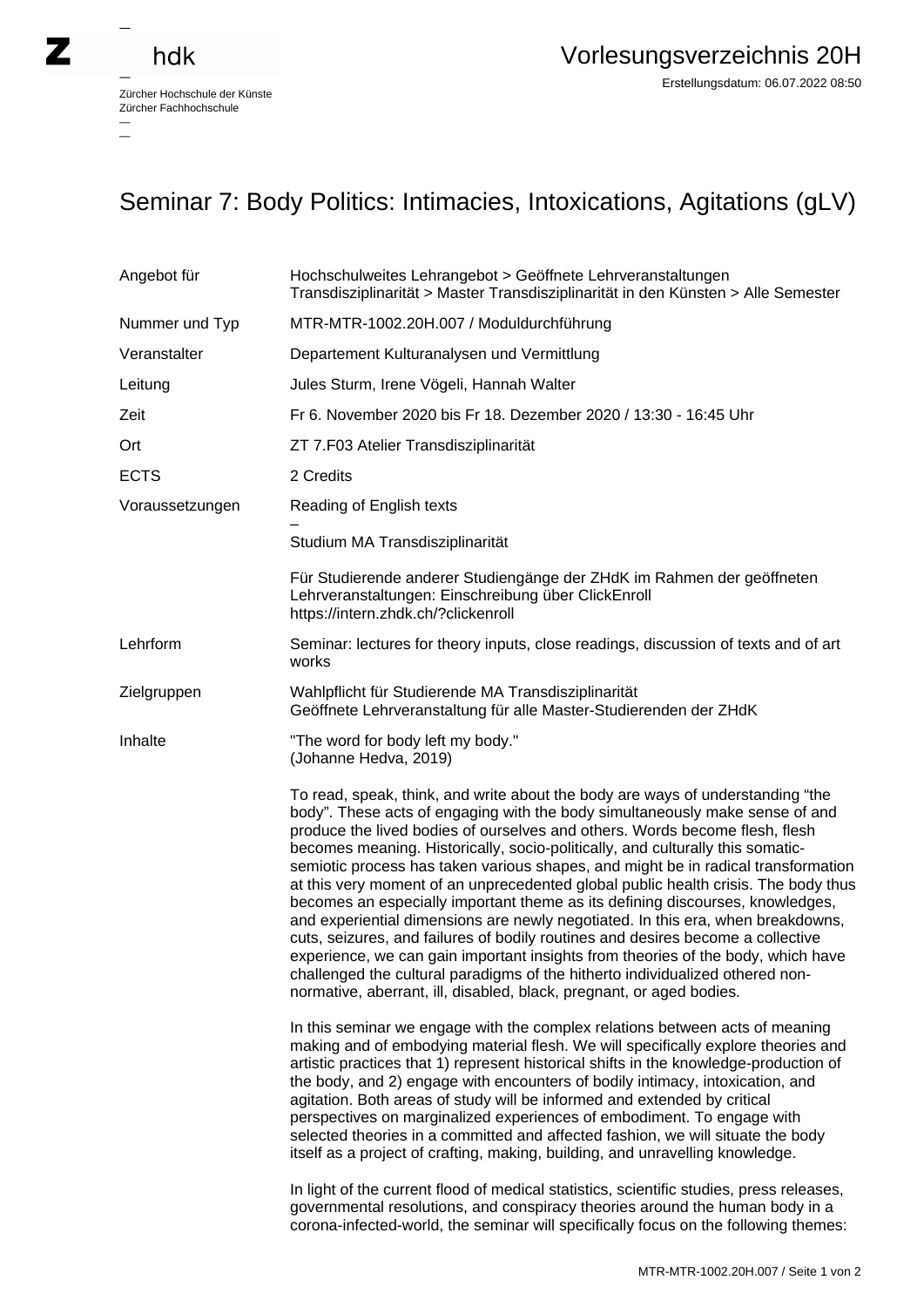# Seminar 7: Body Politics: Intimacies, Intoxications, Agitations (gLV)

| | |
|---|---|
| Angebot für | Hochschulweites Lehrangebot > Geöffnete Lehrveranstaltungen<br>Transdisziplinarität > Master Transdisziplinarität in den Künsten > Alle Semester |
| Nummer und Typ | MTR-MTR-1002.20H.007 / Moduldurchführung |
| Veranstalter | Departement Kulturanalysen und Vermittlung |
| Leitung | Jules Sturm, Irene Vögeli, Hannah Walter |
| Zeit | Fr 6. November 2020 bis Fr 18. Dezember 2020 / 13:30 - 16:45 Uhr |
| Ort | ZT 7.F03 Atelier Transdisziplinarität |
| ECTS | 2 Credits |
| Voraussetzungen | Reading of English texts<br>–<br>Studium MA Transdisziplinarität<br><br>Für Studierende anderer Studiengänge der ZHdK im Rahmen der geöffneten Lehrveranstaltungen: Einschreibung über ClickEnroll https://intern.zhdk.ch/?clickenroll |
| Lehrform | Seminar: lectures for theory inputs, close readings, discussion of texts and of art works |
| Zielgruppen | Wahlpflicht für Studierende MA Transdisziplinarität<br>Geöffnete Lehrveranstaltung für alle Master-Studierenden der ZHdK |

**Inhalte**

"The word for body left my body."
(Johanne Hedva, 2019)

To read, speak, think, and write about the body are ways of understanding "the body". These acts of engaging with the body simultaneously make sense of and produce the lived bodies of ourselves and others. Words become flesh, flesh becomes meaning. Historically, socio-politically, and culturally this somatic-semiotic process has taken various shapes, and might be in radical transformation at this very moment of an unprecedented global public health crisis. The body thus becomes an especially important theme as its defining discourses, knowledges, and experiential dimensions are newly negotiated. In this era, when breakdowns, cuts, seizures, and failures of bodily routines and desires become a collective experience, we can gain important insights from theories of the body, which have challenged the cultural paradigms of the hitherto individualized othered non-normative, aberrant, ill, disabled, black, pregnant, or aged bodies.

In this seminar we engage with the complex relations between acts of meaning making and of embodying material flesh. We will specifically explore theories and artistic practices that 1) represent historical shifts in the knowledge-production of the body, and 2) engage with encounters of bodily intimacy, intoxication, and agitation. Both areas of study will be informed and extended by critical perspectives on marginalized experiences of embodiment. To engage with selected theories in a committed and affected fashion, we will situate the body itself as a project of crafting, making, building, and unravelling knowledge.

In light of the current flood of medical statistics, scientific studies, press releases, governmental resolutions, and conspiracy theories around the human body in a corona-infected-world, the seminar will specifically focus on the following themes: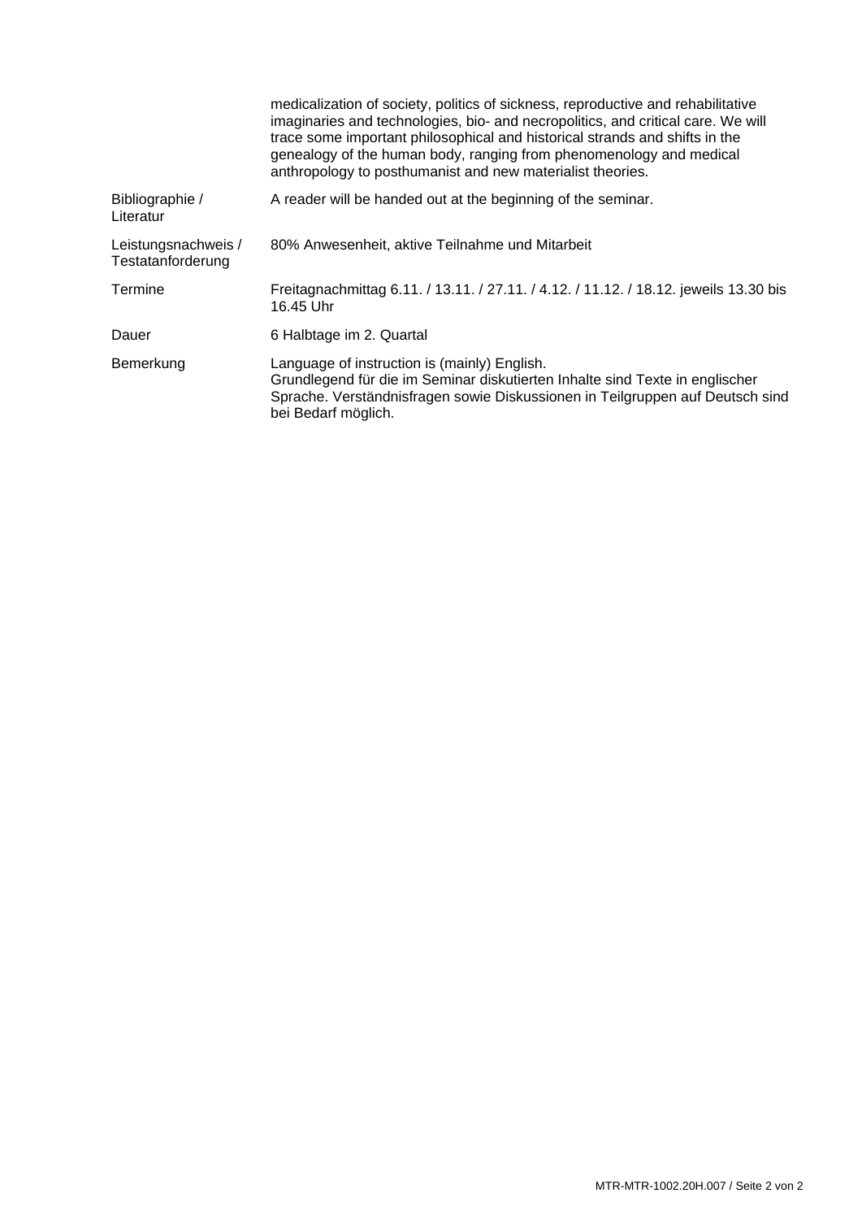| | |
|---|---|
| | medicalization of society, politics of sickness, reproductive and rehabilitative imaginaries and technologies, bio- and necropolitics, and critical care. We will trace some important philosophical and historical strands and shifts in the genealogy of the human body, ranging from phenomenology and medical anthropology to posthumanist and new materialist theories. |
| Bibliographie / Literatur | A reader will be handed out at the beginning of the seminar. |
| Leistungsnachweis / Testatanforderung | 80% Anwesenheit, aktive Teilnahme und Mitarbeit |
| Termine | Freitagnachmittag 6.11. / 13.11. / 27.11. / 4.12. / 11.12. / 18.12. jeweils 13.30 bis 16.45 Uhr |
| Dauer | 6 Halbtage im 2. Quartal |
| Bemerkung | Language of instruction is (mainly) English.<br>Grundlegend für die im Seminar diskutierten Inhalte sind Texte in englischer Sprache. Verständnisfragen sowie Diskussionen in Teilgruppen auf Deutsch sind bei Bedarf möglich. |